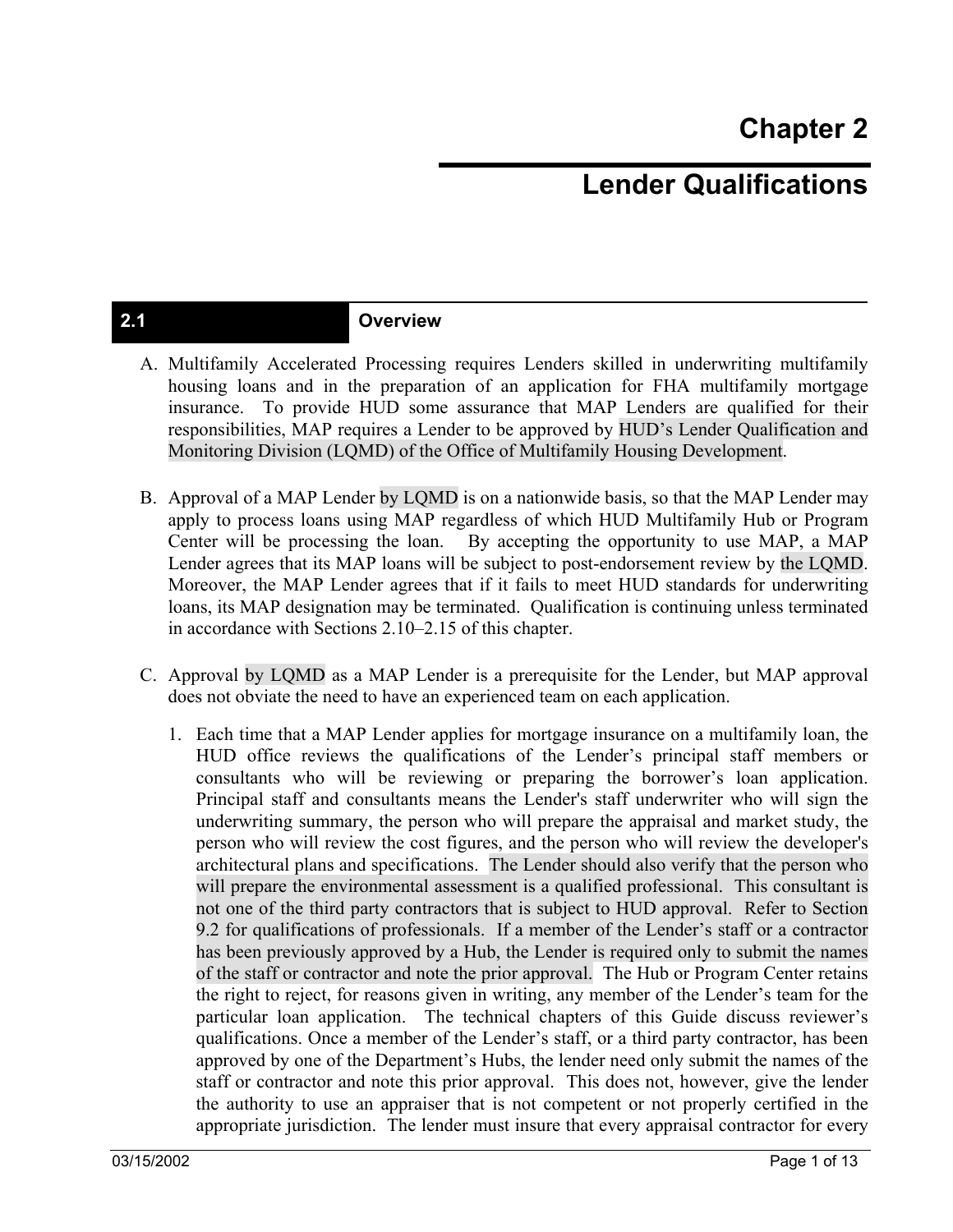# Chapter 2

# Lender Qualifications

## 2.1 Overview

A. Multifamily Accelerated Processing requires Lenders skilled in underwriting multifamily housing loans and in the preparation of an application for FHA multifamily mortgage insurance. To provide HUD some assurance that MAP Lenders are qualified for their responsibilities, MAP requires a Lender to be approved by HUD's Lender Qualification and Monitoring Division (LQMD) of the Office of Multifamily Housing Development.

B. Approval of a MAP Lender by LQMD is on a nationwide basis, so that the MAP Lender may apply to process loans using MAP regardless of which HUD Multifamily Hub or Program Center will be processing the loan. By accepting the opportunity to use MAP, a MAP Lender agrees that its MAP loans will be subject to post-endorsement review by the LQMD. Moreover, the MAP Lender agrees that if it fails to meet HUD standards for underwriting loans, its MAP designation may be terminated. Qualification is continuing unless terminated in accordance with Sections 2.10–2.15 of this chapter.

C. Approval by LQMD as a MAP Lender is a prerequisite for the Lender, but MAP approval does not obviate the need to have an experienced team on each application.

   1. Each time that a MAP Lender applies for mortgage insurance on a multifamily loan, the HUD office reviews the qualifications of the Lender's principal staff members or consultants who will be reviewing or preparing the borrower's loan application. Principal staff and consultants means the Lender's staff underwriter who will sign the underwriting summary, the person who will prepare the appraisal and market study, the person who will review the cost figures, and the person who will review the developer's architectural plans and specifications. The Lender should also verify that the person who will prepare the environmental assessment is a qualified professional. This consultant is not one of the third party contractors that is subject to HUD approval. Refer to Section 9.2 for qualifications of professionals. If a member of the Lender's staff or a contractor has been previously approved by a Hub, the Lender is required only to submit the names of the staff or contractor and note the prior approval. The Hub or Program Center retains the right to reject, for reasons given in writing, any member of the Lender's team for the particular loan application. The technical chapters of this Guide discuss reviewer's qualifications. Once a member of the Lender's staff, or a third party contractor, has been approved by one of the Department's Hubs, the lender need only submit the names of the staff or contractor and note this prior approval. This does not, however, give the lender the authority to use an appraiser that is not competent or not properly certified in the appropriate jurisdiction. The lender must insure that every appraisal contractor for every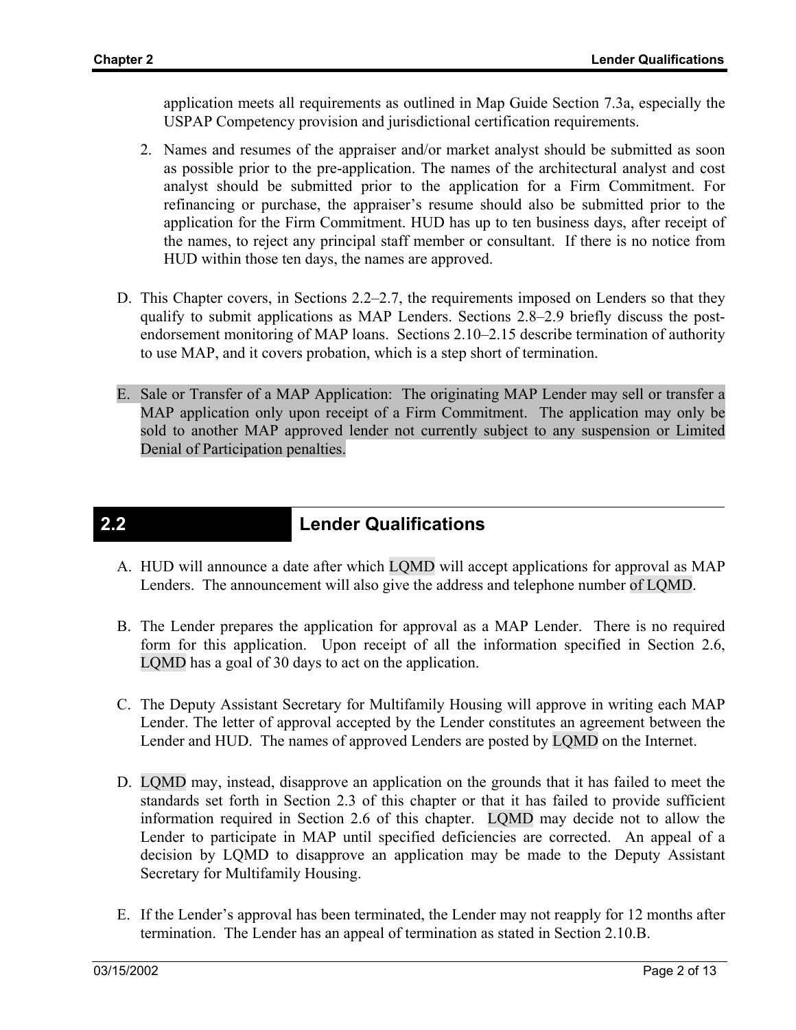application meets all requirements as outlined in Map Guide Section 7.3a, especially the USPAP Competency provision and jurisdictional certification requirements.

2. Names and resumes of the appraiser and/or market analyst should be submitted as soon as possible prior to the pre-application. The names of the architectural analyst and cost analyst should be submitted prior to the application for a Firm Commitment. For refinancing or purchase, the appraiser's resume should also be submitted prior to the application for the Firm Commitment. HUD has up to ten business days, after receipt of the names, to reject any principal staff member or consultant. If there is no notice from HUD within those ten days, the names are approved.

D. This Chapter covers, in Sections 2.2–2.7, the requirements imposed on Lenders so that they qualify to submit applications as MAP Lenders. Sections 2.8–2.9 briefly discuss the post-endorsement monitoring of MAP loans. Sections 2.10–2.15 describe termination of authority to use MAP, and it covers probation, which is a step short of termination.

E. Sale or Transfer of a MAP Application: The originating MAP Lender may sell or transfer a MAP application only upon receipt of a Firm Commitment. The application may only be sold to another MAP approved lender not currently subject to any suspension or Limited Denial of Participation penalties.

## 2.2 Lender Qualifications

A. HUD will announce a date after which LQMD will accept applications for approval as MAP Lenders. The announcement will also give the address and telephone number of LQMD.

B. The Lender prepares the application for approval as a MAP Lender. There is no required form for this application. Upon receipt of all the information specified in Section 2.6, LQMD has a goal of 30 days to act on the application.

C. The Deputy Assistant Secretary for Multifamily Housing will approve in writing each MAP Lender. The letter of approval accepted by the Lender constitutes an agreement between the Lender and HUD. The names of approved Lenders are posted by LQMD on the Internet.

D. LQMD may, instead, disapprove an application on the grounds that it has failed to meet the standards set forth in Section 2.3 of this chapter or that it has failed to provide sufficient information required in Section 2.6 of this chapter. LQMD may decide not to allow the Lender to participate in MAP until specified deficiencies are corrected. An appeal of a decision by LQMD to disapprove an application may be made to the Deputy Assistant Secretary for Multifamily Housing.

E. If the Lender's approval has been terminated, the Lender may not reapply for 12 months after termination. The Lender has an appeal of termination as stated in Section 2.10.B.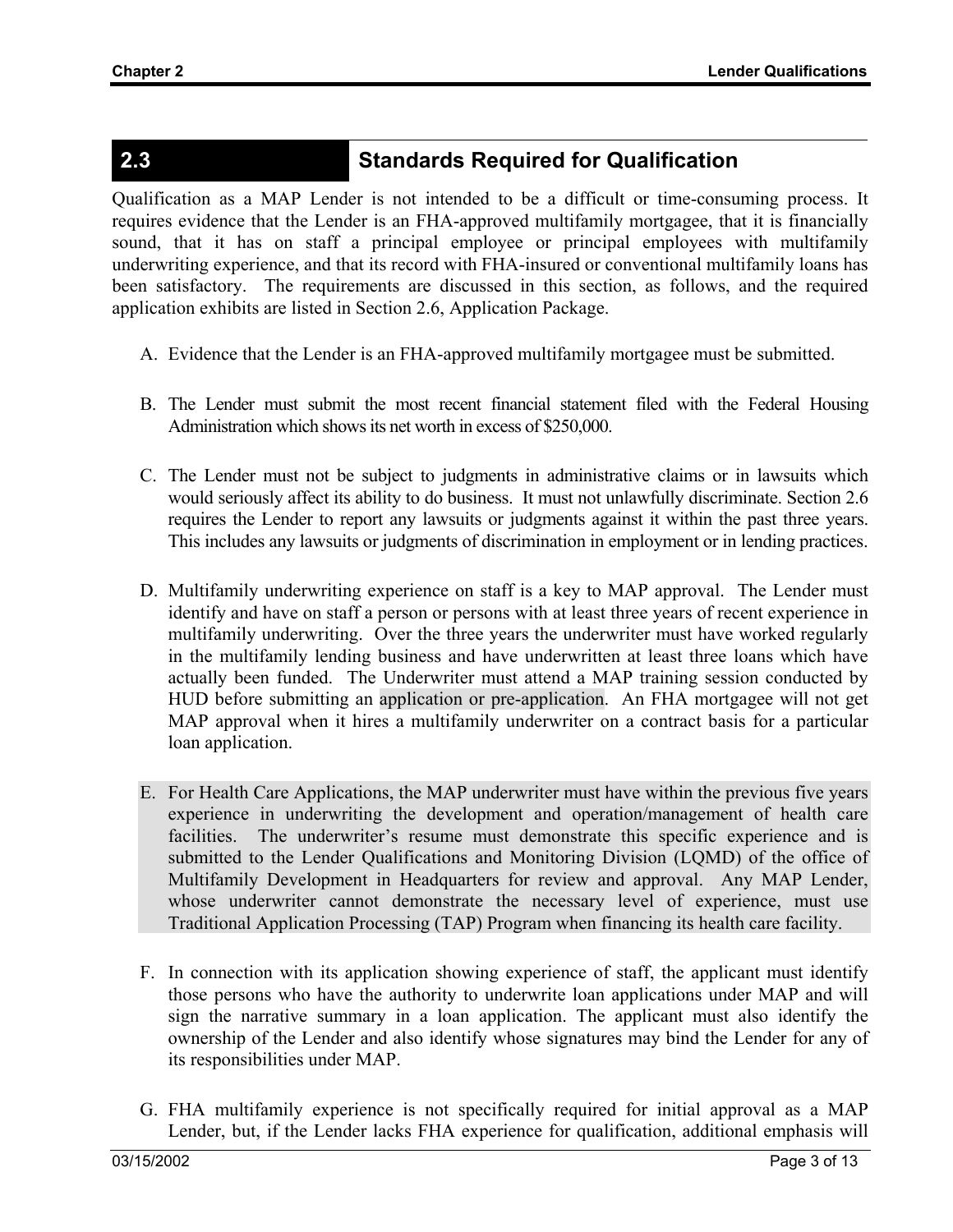## 2.3 Standards Required for Qualification

Qualification as a MAP Lender is not intended to be a difficult or time-consuming process. It requires evidence that the Lender is an FHA-approved multifamily mortgagee, that it is financially sound, that it has on staff a principal employee or principal employees with multifamily underwriting experience, and that its record with FHA-insured or conventional multifamily loans has been satisfactory. The requirements are discussed in this section, as follows, and the required application exhibits are listed in Section 2.6, Application Package.

A. Evidence that the Lender is an FHA-approved multifamily mortgagee must be submitted.

B. The Lender must submit the most recent financial statement filed with the Federal Housing Administration which shows its net worth in excess of $250,000.

C. The Lender must not be subject to judgments in administrative claims or in lawsuits which would seriously affect its ability to do business. It must not unlawfully discriminate. Section 2.6 requires the Lender to report any lawsuits or judgments against it within the past three years. This includes any lawsuits or judgments of discrimination in employment or in lending practices.

D. Multifamily underwriting experience on staff is a key to MAP approval. The Lender must identify and have on staff a person or persons with at least three years of recent experience in multifamily underwriting. Over the three years the underwriter must have worked regularly in the multifamily lending business and have underwritten at least three loans which have actually been funded. The Underwriter must attend a MAP training session conducted by HUD before submitting an application or pre-application. An FHA mortgagee will not get MAP approval when it hires a multifamily underwriter on a contract basis for a particular loan application.

E. For Health Care Applications, the MAP underwriter must have within the previous five years experience in underwriting the development and operation/management of health care facilities. The underwriter's resume must demonstrate this specific experience and is submitted to the Lender Qualifications and Monitoring Division (LQMD) of the office of Multifamily Development in Headquarters for review and approval. Any MAP Lender, whose underwriter cannot demonstrate the necessary level of experience, must use Traditional Application Processing (TAP) Program when financing its health care facility.

F. In connection with its application showing experience of staff, the applicant must identify those persons who have the authority to underwrite loan applications under MAP and will sign the narrative summary in a loan application. The applicant must also identify the ownership of the Lender and also identify whose signatures may bind the Lender for any of its responsibilities under MAP.

G. FHA multifamily experience is not specifically required for initial approval as a MAP Lender, but, if the Lender lacks FHA experience for qualification, additional emphasis will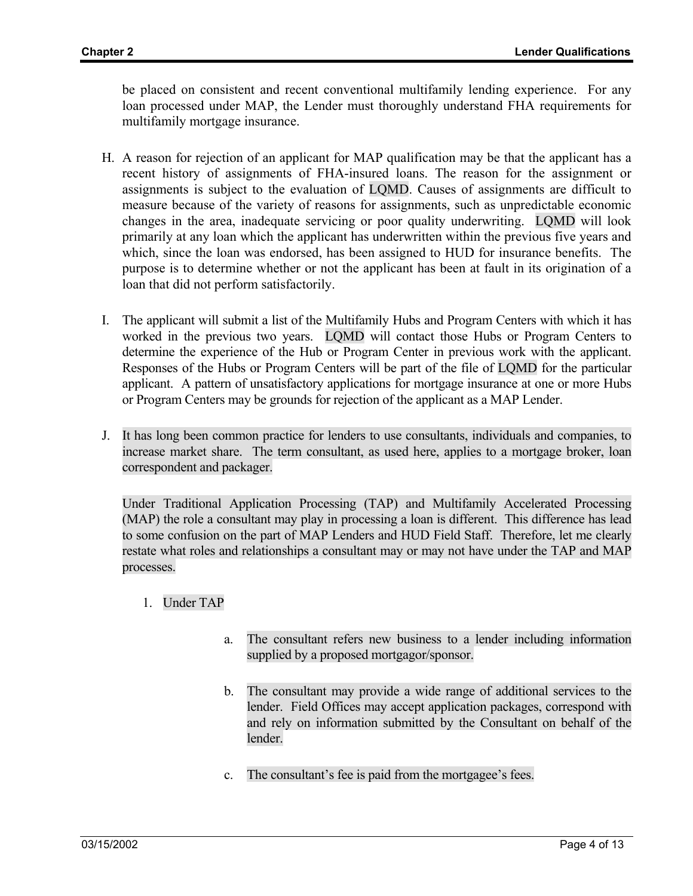be placed on consistent and recent conventional multifamily lending experience. For any loan processed under MAP, the Lender must thoroughly understand FHA requirements for multifamily mortgage insurance.

H. A reason for rejection of an applicant for MAP qualification may be that the applicant has a recent history of assignments of FHA-insured loans. The reason for the assignment or assignments is subject to the evaluation of LQMD. Causes of assignments are difficult to measure because of the variety of reasons for assignments, such as unpredictable economic changes in the area, inadequate servicing or poor quality underwriting. LQMD will look primarily at any loan which the applicant has underwritten within the previous five years and which, since the loan was endorsed, has been assigned to HUD for insurance benefits. The purpose is to determine whether or not the applicant has been at fault in its origination of a loan that did not perform satisfactorily.

I. The applicant will submit a list of the Multifamily Hubs and Program Centers with which it has worked in the previous two years. LQMD will contact those Hubs or Program Centers to determine the experience of the Hub or Program Center in previous work with the applicant. Responses of the Hubs or Program Centers will be part of the file of LQMD for the particular applicant. A pattern of unsatisfactory applications for mortgage insurance at one or more Hubs or Program Centers may be grounds for rejection of the applicant as a MAP Lender.

J. It has long been common practice for lenders to use consultants, individuals and companies, to increase market share. The term consultant, as used here, applies to a mortgage broker, loan correspondent and packager.

   Under Traditional Application Processing (TAP) and Multifamily Accelerated Processing (MAP) the role a consultant may play in processing a loan is different. This difference has lead to some confusion on the part of MAP Lenders and HUD Field Staff. Therefore, let me clearly restate what roles and relationships a consultant may or may not have under the TAP and MAP processes.

   1. Under TAP

      a. The consultant refers new business to a lender including information supplied by a proposed mortgagor/sponsor.

      b. The consultant may provide a wide range of additional services to the lender. Field Offices may accept application packages, correspond with and rely on information submitted by the Consultant on behalf of the lender.

      c. The consultant's fee is paid from the mortgagee's fees.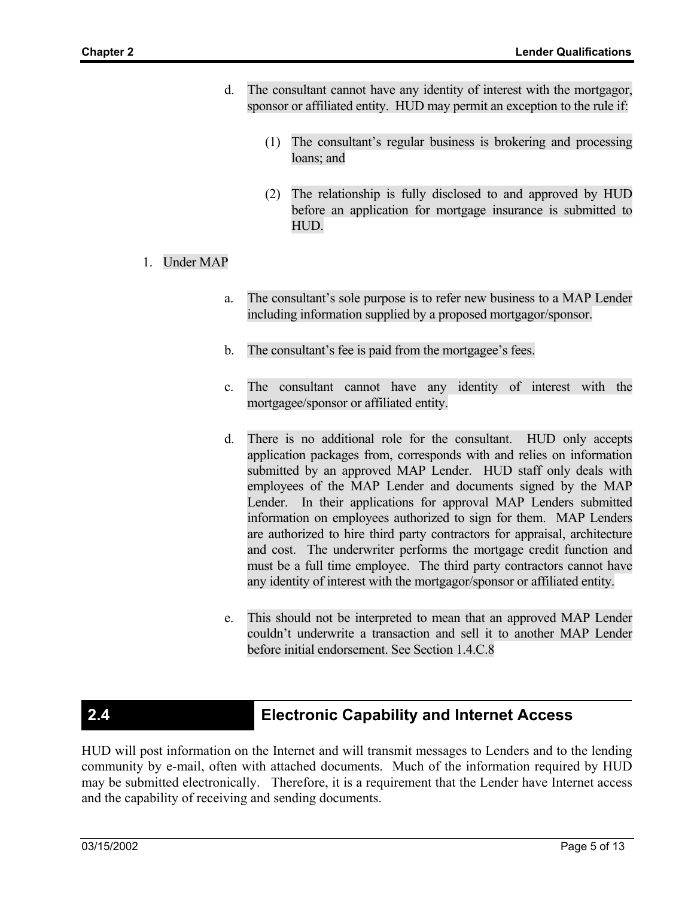d. The consultant cannot have any identity of interest with the mortgagor, sponsor or affiliated entity. HUD may permit an exception to the rule if:

   (1) The consultant's regular business is brokering and processing loans; and

   (2) The relationship is fully disclosed to and approved by HUD before an application for mortgage insurance is submitted to HUD.

1. Under MAP

   a. The consultant's sole purpose is to refer new business to a MAP Lender including information supplied by a proposed mortgagor/sponsor.

   b. The consultant's fee is paid from the mortgagee's fees.

   c. The consultant cannot have any identity of interest with the mortgagee/sponsor or affiliated entity.

   d. There is no additional role for the consultant. HUD only accepts application packages from, corresponds with and relies on information submitted by an approved MAP Lender. HUD staff only deals with employees of the MAP Lender and documents signed by the MAP Lender. In their applications for approval MAP Lenders submitted information on employees authorized to sign for them. MAP Lenders are authorized to hire third party contractors for appraisal, architecture and cost. The underwriter performs the mortgage credit function and must be a full time employee. The third party contractors cannot have any identity of interest with the mortgagor/sponsor or affiliated entity.

   e. This should not be interpreted to mean that an approved MAP Lender couldn't underwrite a transaction and sell it to another MAP Lender before initial endorsement. See Section 1.4.C.8

## 2.4 Electronic Capability and Internet Access

HUD will post information on the Internet and will transmit messages to Lenders and to the lending community by e-mail, often with attached documents. Much of the information required by HUD may be submitted electronically. Therefore, it is a requirement that the Lender have Internet access and the capability of receiving and sending documents.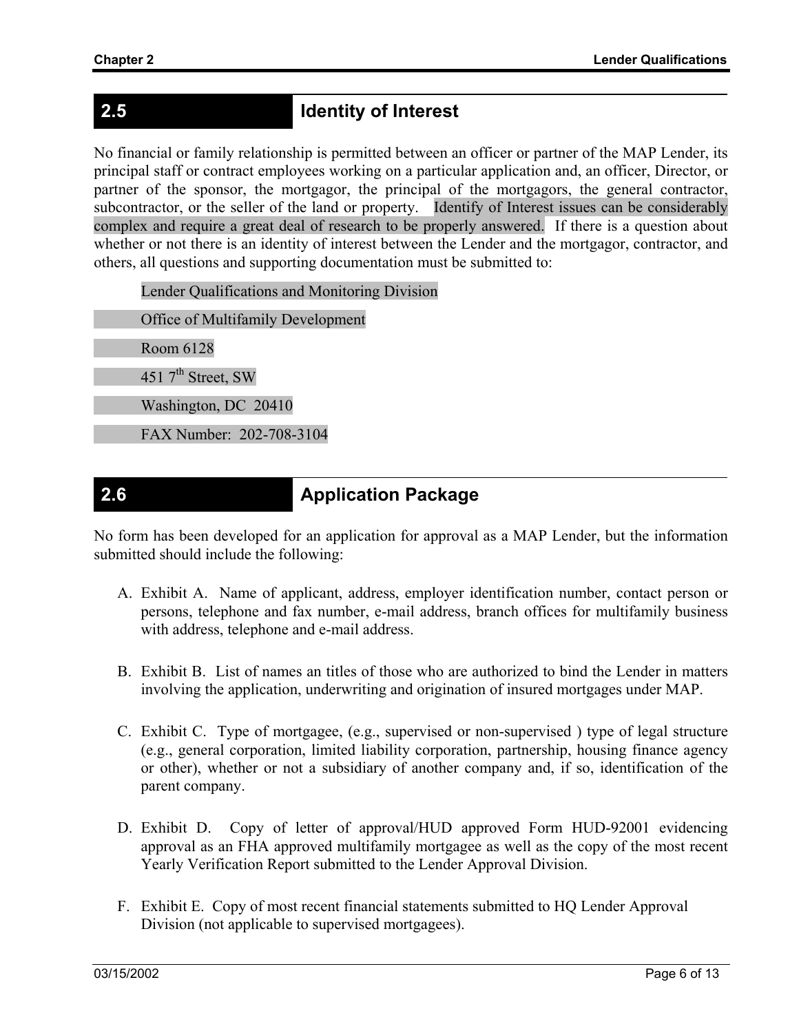## 2.5 Identity of Interest

No financial or family relationship is permitted between an officer or partner of the MAP Lender, its principal staff or contract employees working on a particular application and, an officer, Director, or partner of the sponsor, the mortgagor, the principal of the mortgagors, the general contractor, subcontractor, or the seller of the land or property. Identify of Interest issues can be considerably complex and require a great deal of research to be properly answered. If there is a question about whether or not there is an identity of interest between the Lender and the mortgagor, contractor, and others, all questions and supporting documentation must be submitted to:

Lender Qualifications and Monitoring Division
Office of Multifamily Development
Room 6128
451 7th Street, SW
Washington, DC 20410
FAX Number: 202-708-3104

## 2.6 Application Package

No form has been developed for an application for approval as a MAP Lender, but the information submitted should include the following:

A. Exhibit A. Name of applicant, address, employer identification number, contact person or persons, telephone and fax number, e-mail address, branch offices for multifamily business with address, telephone and e-mail address.

B. Exhibit B. List of names an titles of those who are authorized to bind the Lender in matters involving the application, underwriting and origination of insured mortgages under MAP.

C. Exhibit C. Type of mortgagee, (e.g., supervised or non-supervised ) type of legal structure (e.g., general corporation, limited liability corporation, partnership, housing finance agency or other), whether or not a subsidiary of another company and, if so, identification of the parent company.

D. Exhibit D. Copy of letter of approval/HUD approved Form HUD-92001 evidencing approval as an FHA approved multifamily mortgagee as well as the copy of the most recent Yearly Verification Report submitted to the Lender Approval Division.

F. Exhibit E. Copy of most recent financial statements submitted to HQ Lender Approval Division (not applicable to supervised mortgagees).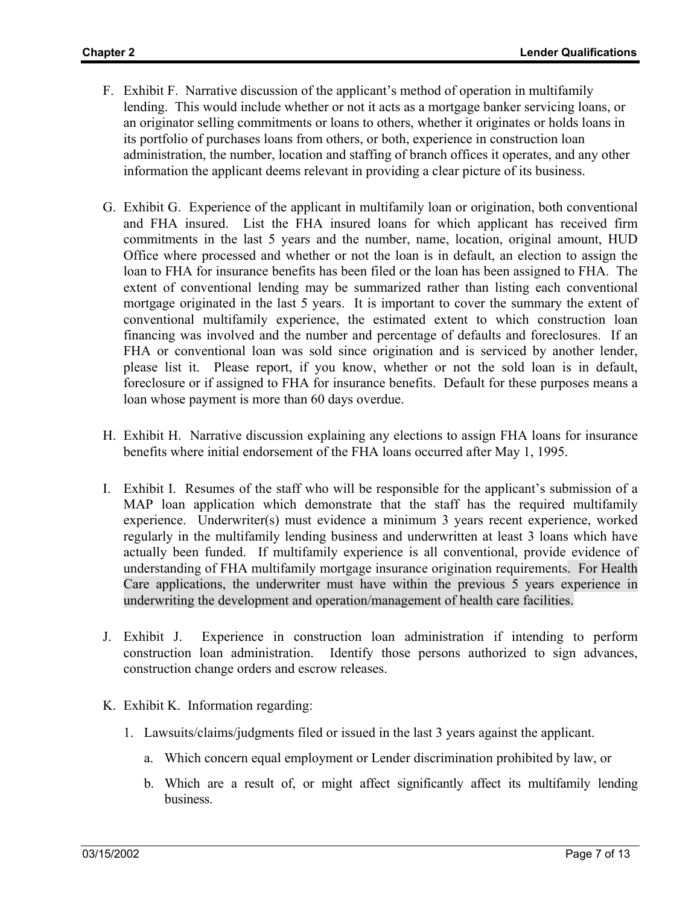F. Exhibit F. Narrative discussion of the applicant's method of operation in multifamily lending. This would include whether or not it acts as a mortgage banker servicing loans, or an originator selling commitments or loans to others, whether it originates or holds loans in its portfolio of purchases loans from others, or both, experience in construction loan administration, the number, location and staffing of branch offices it operates, and any other information the applicant deems relevant in providing a clear picture of its business.

G. Exhibit G. Experience of the applicant in multifamily loan or origination, both conventional and FHA insured. List the FHA insured loans for which applicant has received firm commitments in the last 5 years and the number, name, location, original amount, HUD Office where processed and whether or not the loan is in default, an election to assign the loan to FHA for insurance benefits has been filed or the loan has been assigned to FHA. The extent of conventional lending may be summarized rather than listing each conventional mortgage originated in the last 5 years. It is important to cover the summary the extent of conventional multifamily experience, the estimated extent to which construction loan financing was involved and the number and percentage of defaults and foreclosures. If an FHA or conventional loan was sold since origination and is serviced by another lender, please list it. Please report, if you know, whether or not the sold loan is in default, foreclosure or if assigned to FHA for insurance benefits. Default for these purposes means a loan whose payment is more than 60 days overdue.

H. Exhibit H. Narrative discussion explaining any elections to assign FHA loans for insurance benefits where initial endorsement of the FHA loans occurred after May 1, 1995.

I. Exhibit I. Resumes of the staff who will be responsible for the applicant's submission of a MAP loan application which demonstrate that the staff has the required multifamily experience. Underwriter(s) must evidence a minimum 3 years recent experience, worked regularly in the multifamily lending business and underwritten at least 3 loans which have actually been funded. If multifamily experience is all conventional, provide evidence of understanding of FHA multifamily mortgage insurance origination requirements. For Health Care applications, the underwriter must have within the previous 5 years experience in underwriting the development and operation/management of health care facilities.

J. Exhibit J. Experience in construction loan administration if intending to perform construction loan administration. Identify those persons authorized to sign advances, construction change orders and escrow releases.

K. Exhibit K. Information regarding:

   1. Lawsuits/claims/judgments filed or issued in the last 3 years against the applicant.

      a. Which concern equal employment or Lender discrimination prohibited by law, or

      b. Which are a result of, or might affect significantly affect its multifamily lending business.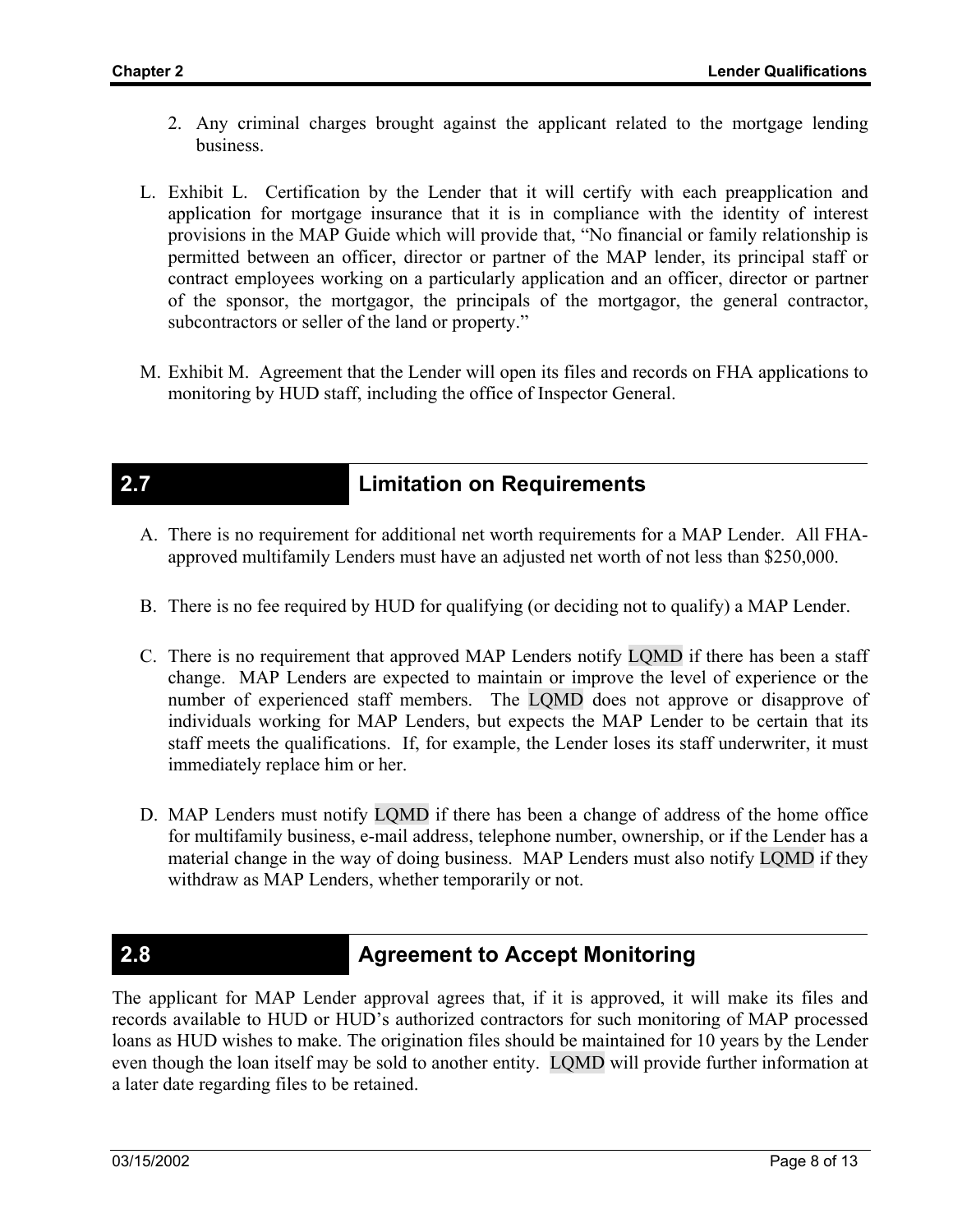2. Any criminal charges brought against the applicant related to the mortgage lending business.

L. Exhibit L. Certification by the Lender that it will certify with each preapplication and application for mortgage insurance that it is in compliance with the identity of interest provisions in the MAP Guide which will provide that, “No financial or family relationship is permitted between an officer, director or partner of the MAP lender, its principal staff or contract employees working on a particularly application and an officer, director or partner of the sponsor, the mortgagor, the principals of the mortgagor, the general contractor, subcontractors or seller of the land or property.”

M. Exhibit M. Agreement that the Lender will open its files and records on FHA applications to monitoring by HUD staff, including the office of Inspector General.

## 2.7 Limitation on Requirements

A. There is no requirement for additional net worth requirements for a MAP Lender. All FHA-approved multifamily Lenders must have an adjusted net worth of not less than $250,000.

B. There is no fee required by HUD for qualifying (or deciding not to qualify) a MAP Lender.

C. There is no requirement that approved MAP Lenders notify LQMD if there has been a staff change. MAP Lenders are expected to maintain or improve the level of experience or the number of experienced staff members. The LQMD does not approve or disapprove of individuals working for MAP Lenders, but expects the MAP Lender to be certain that its staff meets the qualifications. If, for example, the Lender loses its staff underwriter, it must immediately replace him or her.

D. MAP Lenders must notify LQMD if there has been a change of address of the home office for multifamily business, e-mail address, telephone number, ownership, or if the Lender has a material change in the way of doing business. MAP Lenders must also notify LQMD if they withdraw as MAP Lenders, whether temporarily or not.

## 2.8 Agreement to Accept Monitoring

The applicant for MAP Lender approval agrees that, if it is approved, it will make its files and records available to HUD or HUD’s authorized contractors for such monitoring of MAP processed loans as HUD wishes to make. The origination files should be maintained for 10 years by the Lender even though the loan itself may be sold to another entity. LQMD will provide further information at a later date regarding files to be retained.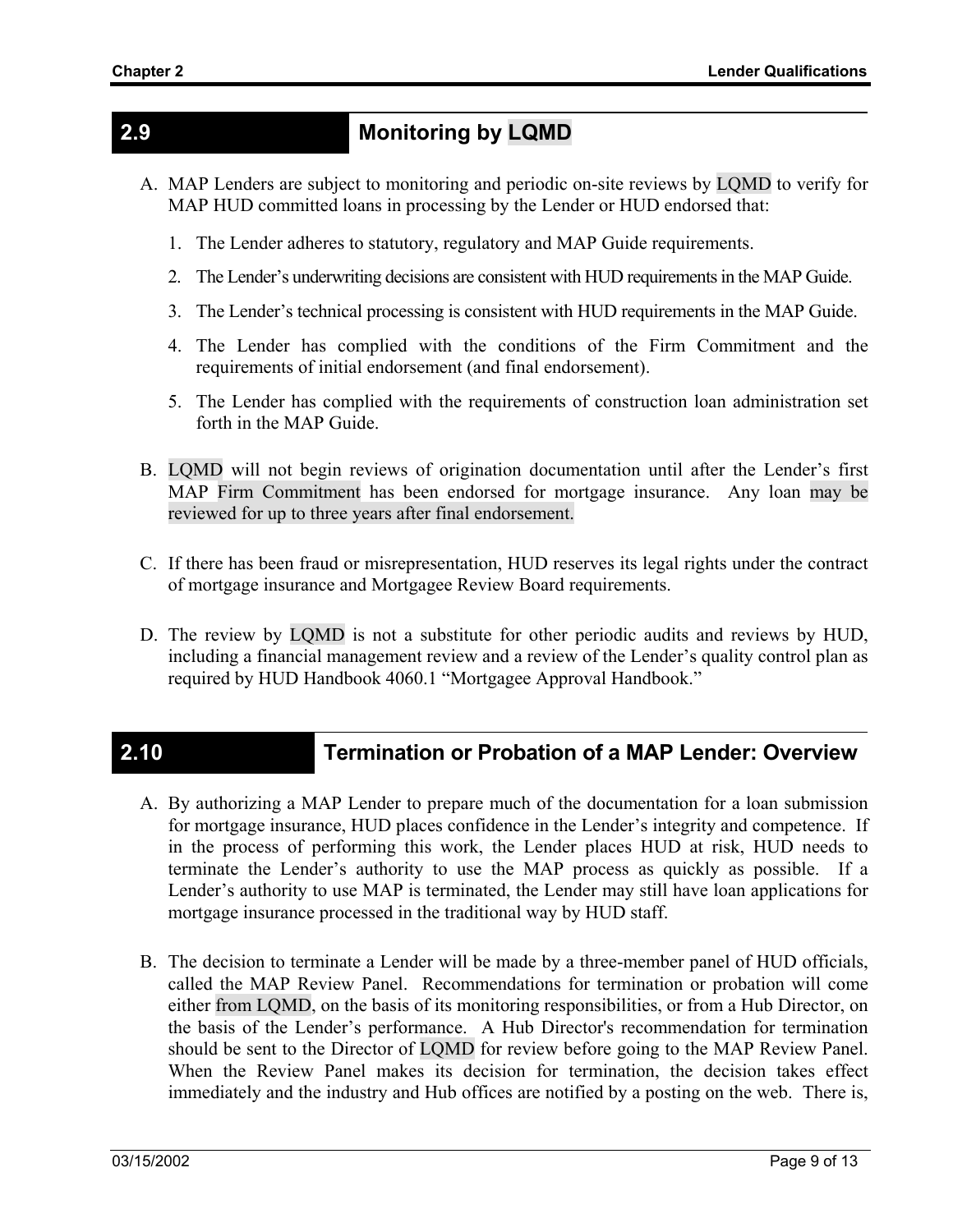## 2.9 Monitoring by LQMD

A. MAP Lenders are subject to monitoring and periodic on-site reviews by LQMD to verify for MAP HUD committed loans in processing by the Lender or HUD endorsed that:

   1. The Lender adheres to statutory, regulatory and MAP Guide requirements.
   2. The Lender's underwriting decisions are consistent with HUD requirements in the MAP Guide.
   3. The Lender's technical processing is consistent with HUD requirements in the MAP Guide.
   4. The Lender has complied with the conditions of the Firm Commitment and the requirements of initial endorsement (and final endorsement).
   5. The Lender has complied with the requirements of construction loan administration set forth in the MAP Guide.

B. LQMD will not begin reviews of origination documentation until after the Lender's first MAP Firm Commitment has been endorsed for mortgage insurance. Any loan may be reviewed for up to three years after final endorsement.

C. If there has been fraud or misrepresentation, HUD reserves its legal rights under the contract of mortgage insurance and Mortgagee Review Board requirements.

D. The review by LQMD is not a substitute for other periodic audits and reviews by HUD, including a financial management review and a review of the Lender's quality control plan as required by HUD Handbook 4060.1 "Mortgagee Approval Handbook."

## 2.10 Termination or Probation of a MAP Lender: Overview

A. By authorizing a MAP Lender to prepare much of the documentation for a loan submission for mortgage insurance, HUD places confidence in the Lender's integrity and competence. If in the process of performing this work, the Lender places HUD at risk, HUD needs to terminate the Lender's authority to use the MAP process as quickly as possible. If a Lender's authority to use MAP is terminated, the Lender may still have loan applications for mortgage insurance processed in the traditional way by HUD staff.

B. The decision to terminate a Lender will be made by a three-member panel of HUD officials, called the MAP Review Panel. Recommendations for termination or probation will come either from LQMD, on the basis of its monitoring responsibilities, or from a Hub Director, on the basis of the Lender's performance. A Hub Director's recommendation for termination should be sent to the Director of LQMD for review before going to the MAP Review Panel. When the Review Panel makes its decision for termination, the decision takes effect immediately and the industry and Hub offices are notified by a posting on the web. There is,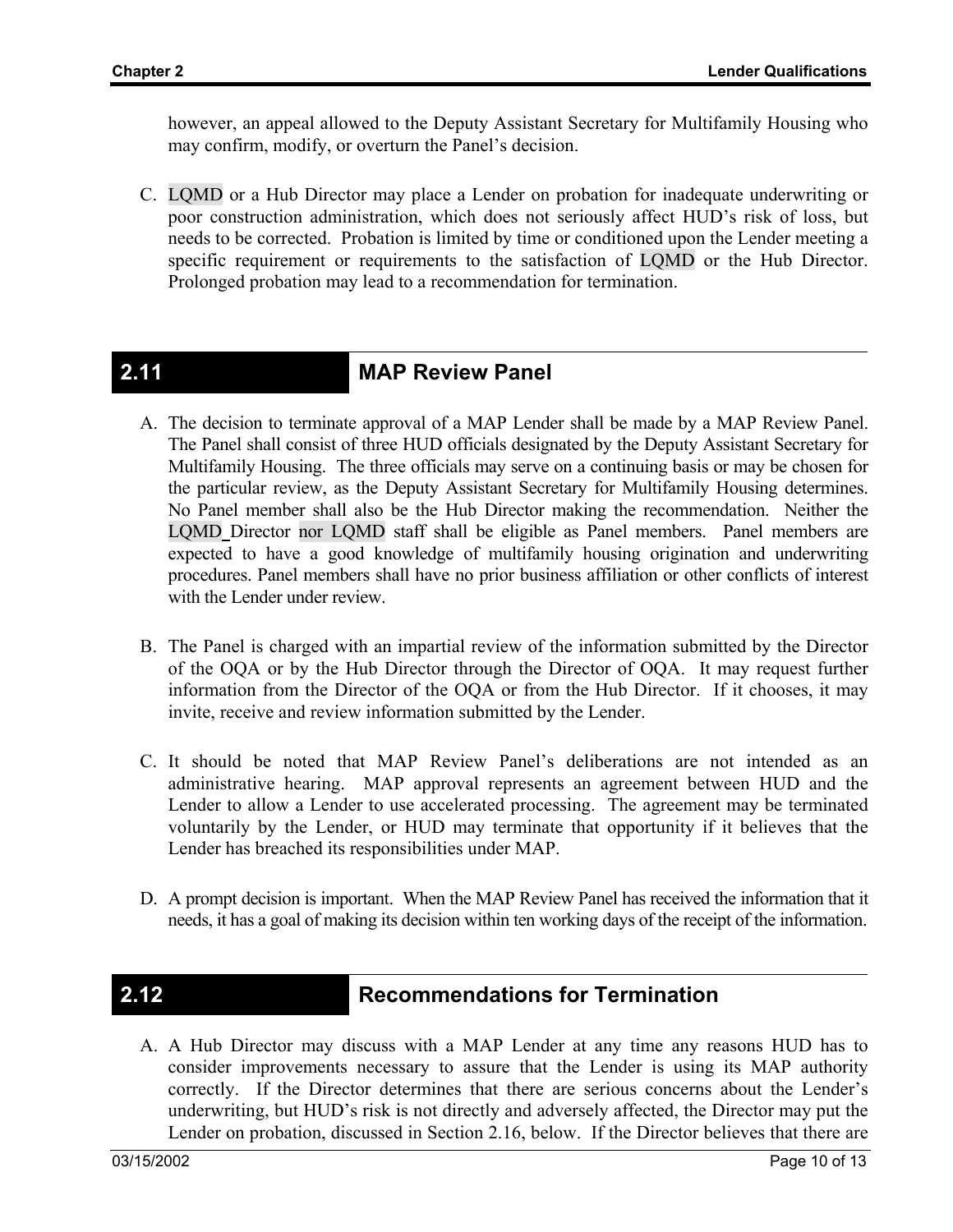however, an appeal allowed to the Deputy Assistant Secretary for Multifamily Housing who may confirm, modify, or overturn the Panel's decision.

C. LQMD or a Hub Director may place a Lender on probation for inadequate underwriting or poor construction administration, which does not seriously affect HUD's risk of loss, but needs to be corrected. Probation is limited by time or conditioned upon the Lender meeting a specific requirement or requirements to the satisfaction of LQMD or the Hub Director. Prolonged probation may lead to a recommendation for termination.

## 2.11 MAP Review Panel

A. The decision to terminate approval of a MAP Lender shall be made by a MAP Review Panel. The Panel shall consist of three HUD officials designated by the Deputy Assistant Secretary for Multifamily Housing. The three officials may serve on a continuing basis or may be chosen for the particular review, as the Deputy Assistant Secretary for Multifamily Housing determines. No Panel member shall also be the Hub Director making the recommendation. Neither the LQMD Director nor LQMD staff shall be eligible as Panel members. Panel members are expected to have a good knowledge of multifamily housing origination and underwriting procedures. Panel members shall have no prior business affiliation or other conflicts of interest with the Lender under review.

B. The Panel is charged with an impartial review of the information submitted by the Director of the OQA or by the Hub Director through the Director of OQA. It may request further information from the Director of the OQA or from the Hub Director. If it chooses, it may invite, receive and review information submitted by the Lender.

C. It should be noted that MAP Review Panel's deliberations are not intended as an administrative hearing. MAP approval represents an agreement between HUD and the Lender to allow a Lender to use accelerated processing. The agreement may be terminated voluntarily by the Lender, or HUD may terminate that opportunity if it believes that the Lender has breached its responsibilities under MAP.

D. A prompt decision is important. When the MAP Review Panel has received the information that it needs, it has a goal of making its decision within ten working days of the receipt of the information.

## 2.12 Recommendations for Termination

A. A Hub Director may discuss with a MAP Lender at any time any reasons HUD has to consider improvements necessary to assure that the Lender is using its MAP authority correctly. If the Director determines that there are serious concerns about the Lender's underwriting, but HUD's risk is not directly and adversely affected, the Director may put the Lender on probation, discussed in Section 2.16, below. If the Director believes that there are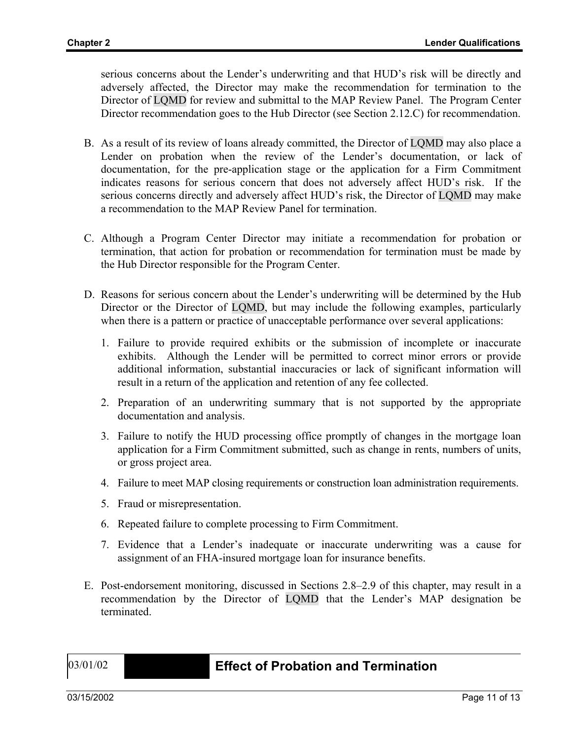serious concerns about the Lender's underwriting and that HUD's risk will be directly and adversely affected, the Director may make the recommendation for termination to the Director of LQMD for review and submittal to the MAP Review Panel. The Program Center Director recommendation goes to the Hub Director (see Section 2.12.C) for recommendation.

B. As a result of its review of loans already committed, the Director of LQMD may also place a Lender on probation when the review of the Lender's documentation, or lack of documentation, for the pre-application stage or the application for a Firm Commitment indicates reasons for serious concern that does not adversely affect HUD's risk. If the serious concerns directly and adversely affect HUD's risk, the Director of LQMD may make a recommendation to the MAP Review Panel for termination.

C. Although a Program Center Director may initiate a recommendation for probation or termination, that action for probation or recommendation for termination must be made by the Hub Director responsible for the Program Center.

D. Reasons for serious concern about the Lender's underwriting will be determined by the Hub Director or the Director of LQMD, but may include the following examples, particularly when there is a pattern or practice of unacceptable performance over several applications:

   1. Failure to provide required exhibits or the submission of incomplete or inaccurate exhibits. Although the Lender will be permitted to correct minor errors or provide additional information, substantial inaccuracies or lack of significant information will result in a return of the application and retention of any fee collected.

   2. Preparation of an underwriting summary that is not supported by the appropriate documentation and analysis.

   3. Failure to notify the HUD processing office promptly of changes in the mortgage loan application for a Firm Commitment submitted, such as change in rents, numbers of units, or gross project area.

   4. Failure to meet MAP closing requirements or construction loan administration requirements.

   5. Fraud or misrepresentation.

   6. Repeated failure to complete processing to Firm Commitment.

   7. Evidence that a Lender's inadequate or inaccurate underwriting was a cause for assignment of an FHA-insured mortgage loan for insurance benefits.

E. Post-endorsement monitoring, discussed in Sections 2.8–2.9 of this chapter, may result in a recommendation by the Director of LQMD that the Lender's MAP designation be terminated.

03/01/02

## Effect of Probation and Termination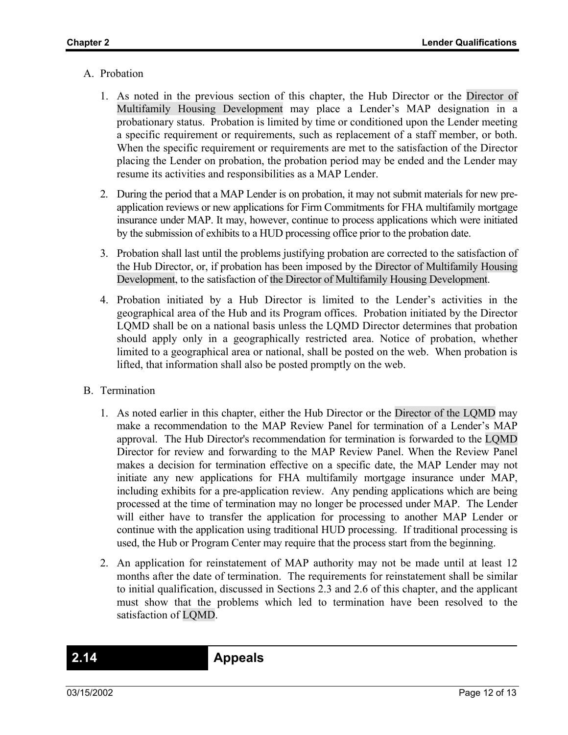A. Probation

1. As noted in the previous section of this chapter, the Hub Director or the Director of Multifamily Housing Development may place a Lender's MAP designation in a probationary status. Probation is limited by time or conditioned upon the Lender meeting a specific requirement or requirements, such as replacement of a staff member, or both. When the specific requirement or requirements are met to the satisfaction of the Director placing the Lender on probation, the probation period may be ended and the Lender may resume its activities and responsibilities as a MAP Lender.

2. During the period that a MAP Lender is on probation, it may not submit materials for new pre-application reviews or new applications for Firm Commitments for FHA multifamily mortgage insurance under MAP. It may, however, continue to process applications which were initiated by the submission of exhibits to a HUD processing office prior to the probation date.

3. Probation shall last until the problems justifying probation are corrected to the satisfaction of the Hub Director, or, if probation has been imposed by the Director of Multifamily Housing Development, to the satisfaction of the Director of Multifamily Housing Development.

4. Probation initiated by a Hub Director is limited to the Lender's activities in the geographical area of the Hub and its Program offices. Probation initiated by the Director LQMD shall be on a national basis unless the LQMD Director determines that probation should apply only in a geographically restricted area. Notice of probation, whether limited to a geographical area or national, shall be posted on the web. When probation is lifted, that information shall also be posted promptly on the web.

B. Termination

1. As noted earlier in this chapter, either the Hub Director or the Director of the LQMD may make a recommendation to the MAP Review Panel for termination of a Lender's MAP approval. The Hub Director's recommendation for termination is forwarded to the LQMD Director for review and forwarding to the MAP Review Panel. When the Review Panel makes a decision for termination effective on a specific date, the MAP Lender may not initiate any new applications for FHA multifamily mortgage insurance under MAP, including exhibits for a pre-application review. Any pending applications which are being processed at the time of termination may no longer be processed under MAP. The Lender will either have to transfer the application for processing to another MAP Lender or continue with the application using traditional HUD processing. If traditional processing is used, the Hub or Program Center may require that the process start from the beginning.

2. An application for reinstatement of MAP authority may not be made until at least 12 months after the date of termination. The requirements for reinstatement shall be similar to initial qualification, discussed in Sections 2.3 and 2.6 of this chapter, and the applicant must show that the problems which led to termination have been resolved to the satisfaction of LQMD.

## 2.14 Appeals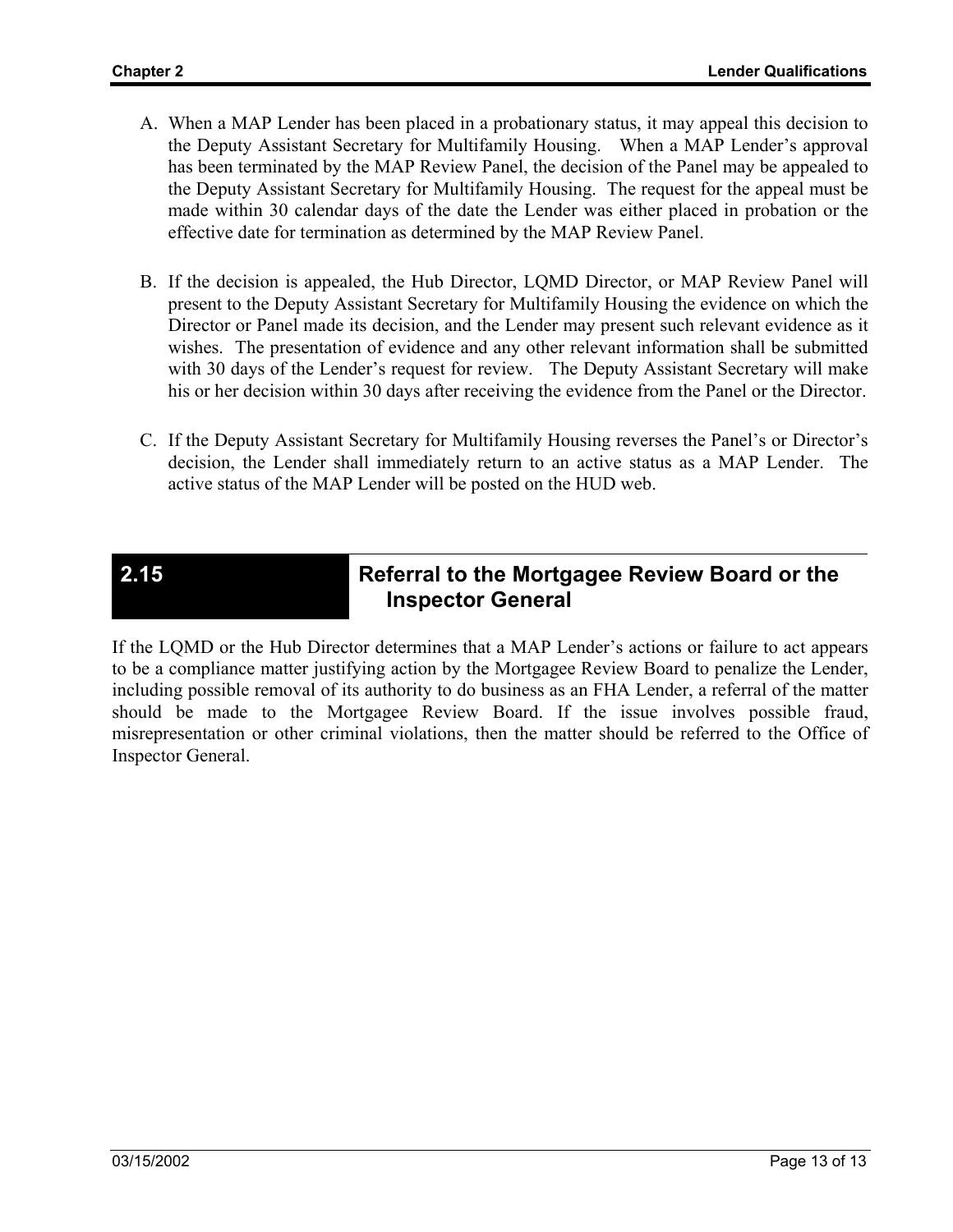A. When a MAP Lender has been placed in a probationary status, it may appeal this decision to the Deputy Assistant Secretary for Multifamily Housing. When a MAP Lender's approval has been terminated by the MAP Review Panel, the decision of the Panel may be appealed to the Deputy Assistant Secretary for Multifamily Housing. The request for the appeal must be made within 30 calendar days of the date the Lender was either placed in probation or the effective date for termination as determined by the MAP Review Panel.

B. If the decision is appealed, the Hub Director, LQMD Director, or MAP Review Panel will present to the Deputy Assistant Secretary for Multifamily Housing the evidence on which the Director or Panel made its decision, and the Lender may present such relevant evidence as it wishes. The presentation of evidence and any other relevant information shall be submitted with 30 days of the Lender's request for review. The Deputy Assistant Secretary will make his or her decision within 30 days after receiving the evidence from the Panel or the Director.

C. If the Deputy Assistant Secretary for Multifamily Housing reverses the Panel's or Director's decision, the Lender shall immediately return to an active status as a MAP Lender. The active status of the MAP Lender will be posted on the HUD web.

## 2.15 Referral to the Mortgagee Review Board or the Inspector General

If the LQMD or the Hub Director determines that a MAP Lender's actions or failure to act appears to be a compliance matter justifying action by the Mortgagee Review Board to penalize the Lender, including possible removal of its authority to do business as an FHA Lender, a referral of the matter should be made to the Mortgagee Review Board. If the issue involves possible fraud, misrepresentation or other criminal violations, then the matter should be referred to the Office of Inspector General.